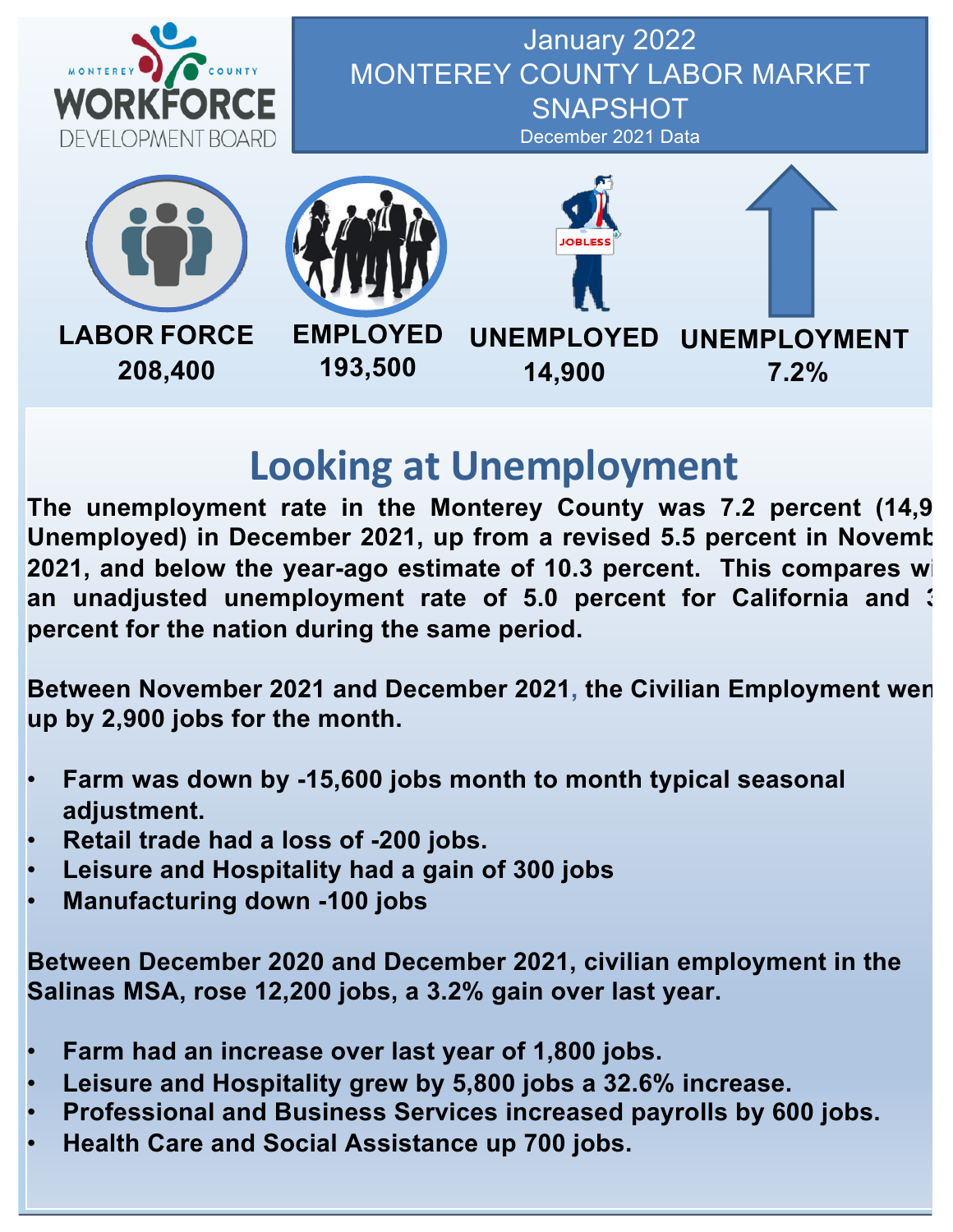MONTEREY COUNTY WORKFORCE DEVELOPMENT BOARD

# January 2022 MONTEREY COUNTY LABOR MARKET SNAPSHOT

December 2021 Data

**LABOR FORCE** 208,400

**EMPLOYED** 193,500

**UNEMPLOYED** 14,900

**UNEMPLOYMENT** 7.2%

## Looking at Unemployment

**The unemployment rate in the Monterey County was 7.2 percent (14,9 Unemployed) in December 2021, up from a revised 5.5 percent in Novemb 2021, and below the year-ago estimate of 10.3 percent. This compares wi an unadjusted unemployment rate of 5.0 percent for California and 3 percent for the nation during the same period.**

**Between November 2021 and December 2021, the Civilian Employment wen up by 2,900 jobs for the month.**

- **Farm was down by -15,600 jobs month to month typical seasonal adjustment.**
- **Retail trade had a loss of -200 jobs.**
- **Leisure and Hospitality had a gain of 300 jobs**
- **Manufacturing down -100 jobs**

**Between December 2020 and December 2021, civilian employment in the Salinas MSA, rose 12,200 jobs, a 3.2% gain over last year.**

- **Farm had an increase over last year of 1,800 jobs.**
- **Leisure and Hospitality grew by 5,800 jobs a 32.6% increase.**
- **Professional and Business Services increased payrolls by 600 jobs.**
- **Health Care and Social Assistance up 700 jobs.**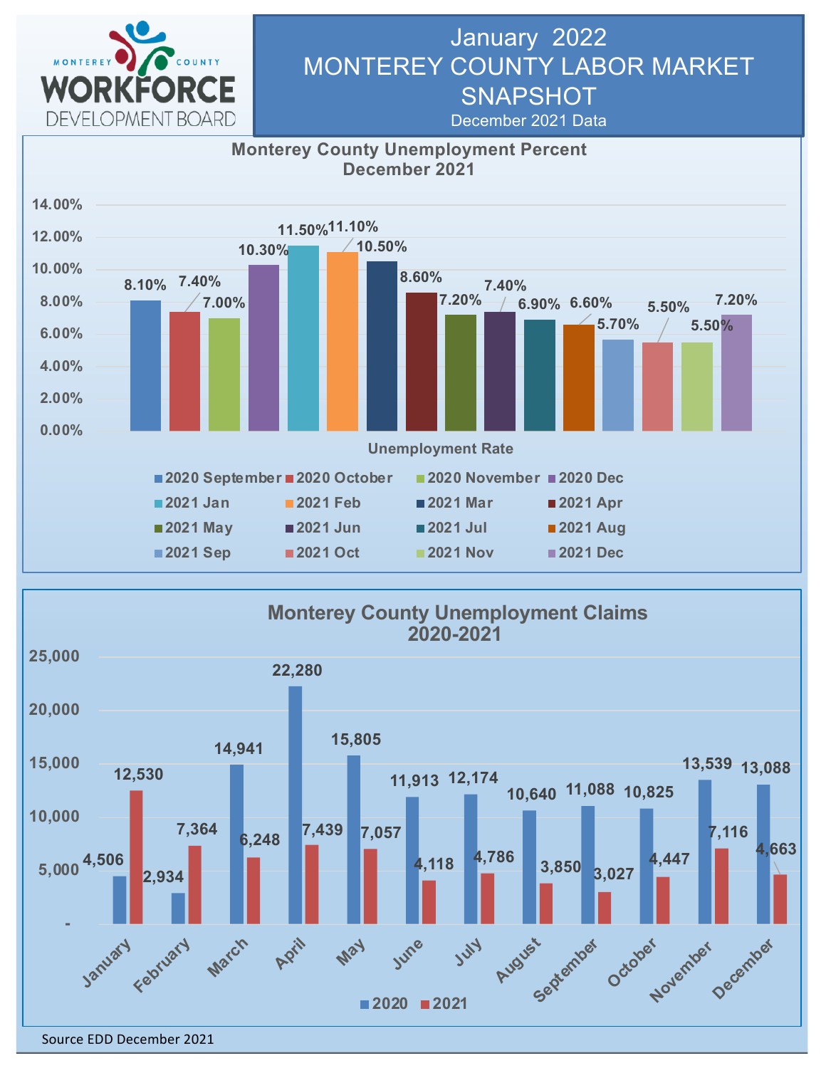# January 2022 MONTEREY COUNTY LABOR MARKET SNAPSHOT

December 2021 Data

MONTEREY COUNTY WORKFORCE DEVELOPMENT BOARD

## Monterey County Unemployment Percent December 2021

| Month | Unemployment Rate |
|---|---|
| 2020 September | 8.10% |
| 2020 October | 7.40% |
| 2020 November | 7.00% |
| 2020 Dec | 10.30% |
| 2021 Jan | 11.50% |
| 2021 Feb | 11.10% |
| 2021 Mar | 10.50% |
| 2021 Apr | 8.60% |
| 2021 May | 7.20% |
| 2021 Jun | 7.40% |
| 2021 Jul | 6.90% |
| 2021 Aug | 6.60% |
| 2021 Sep | 5.70% |
| 2021 Oct | 5.50% |
| 2021 Nov | 5.50% |
| 2021 Dec | 7.20% |

## Monterey County Unemployment Claims 2020-2021

| Month | 2020 | 2021 |
|---|---|---|
| January | 4,506 | 12,530 |
| February | 2,934 | 7,364 |
| March | 14,941 | 6,248 |
| April | 22,280 | 7,439 |
| May | 15,805 | 7,057 |
| June | 11,913 | 4,118 |
| July | 12,174 | 4,786 |
| August | 10,640 | 3,850 |
| September | 11,088 | 3,027 |
| October | 10,825 | 4,447 |
| November | 13,539 | 7,116 |
| December | 13,088 | 4,663 |

Source EDD December 2021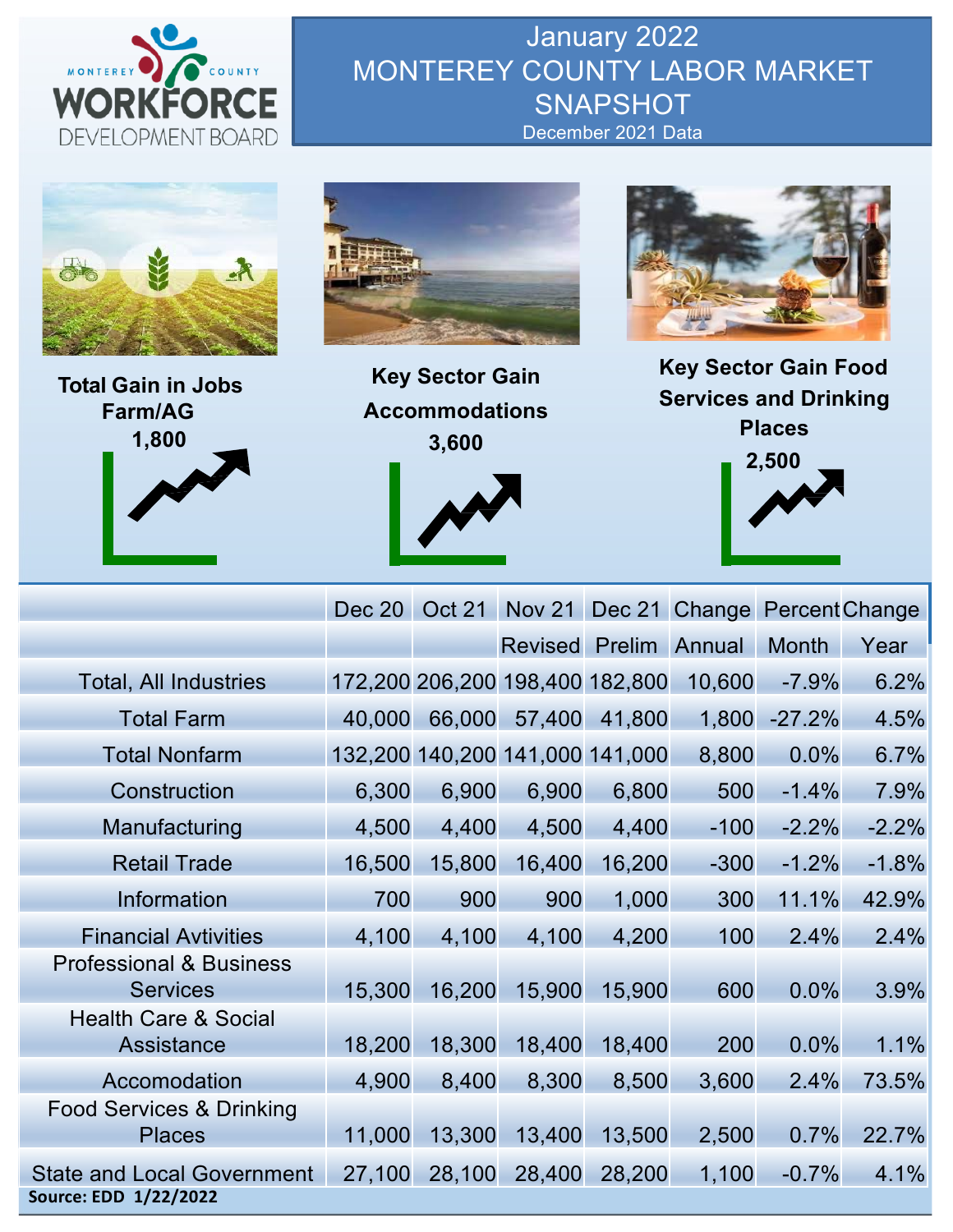MONTEREY COUNTY WORKFORCE DEVELOPMENT BOARD

# January 2022 MONTEREY COUNTY LABOR MARKET SNAPSHOT

December 2021 Data

**Total Gain in Jobs Farm/AG**
**1,800**

**Key Sector Gain Accommodations**
**3,600**

**Key Sector Gain Food Services and Drinking Places**
**2,500**

| | Dec 20 | Oct 21 | Nov 21 | Dec 21 | Change | Percent | Change |
|---|---|---|---|---|---|---|---|
| | | | Revised | Prelim | Annual | Month | Year |
| Total, All Industries | 172,200 | 206,200 | 198,400 | 182,800 | 10,600 | -7.9% | 6.2% |
| Total Farm | 40,000 | 66,000 | 57,400 | 41,800 | 1,800 | -27.2% | 4.5% |
| Total Nonfarm | 132,200 | 140,200 | 141,000 | 141,000 | 8,800 | 0.0% | 6.7% |
| Construction | 6,300 | 6,900 | 6,900 | 6,800 | 500 | -1.4% | 7.9% |
| Manufacturing | 4,500 | 4,400 | 4,500 | 4,400 | -100 | -2.2% | -2.2% |
| Retail Trade | 16,500 | 15,800 | 16,400 | 16,200 | -300 | -1.2% | -1.8% |
| Information | 700 | 900 | 900 | 1,000 | 300 | 11.1% | 42.9% |
| Financial Avtivities | 4,100 | 4,100 | 4,100 | 4,200 | 100 | 2.4% | 2.4% |
| Professional & Business Services | 15,300 | 16,200 | 15,900 | 15,900 | 600 | 0.0% | 3.9% |
| Health Care & Social Assistance | 18,200 | 18,300 | 18,400 | 18,400 | 200 | 0.0% | 1.1% |
| Accomodation | 4,900 | 8,400 | 8,300 | 8,500 | 3,600 | 2.4% | 73.5% |
| Food Services & Drinking Places | 11,000 | 13,300 | 13,400 | 13,500 | 2,500 | 0.7% | 22.7% |
| State and Local Government | 27,100 | 28,100 | 28,400 | 28,200 | 1,100 | -0.7% | 4.1% |

**Source: EDD 1/22/2022**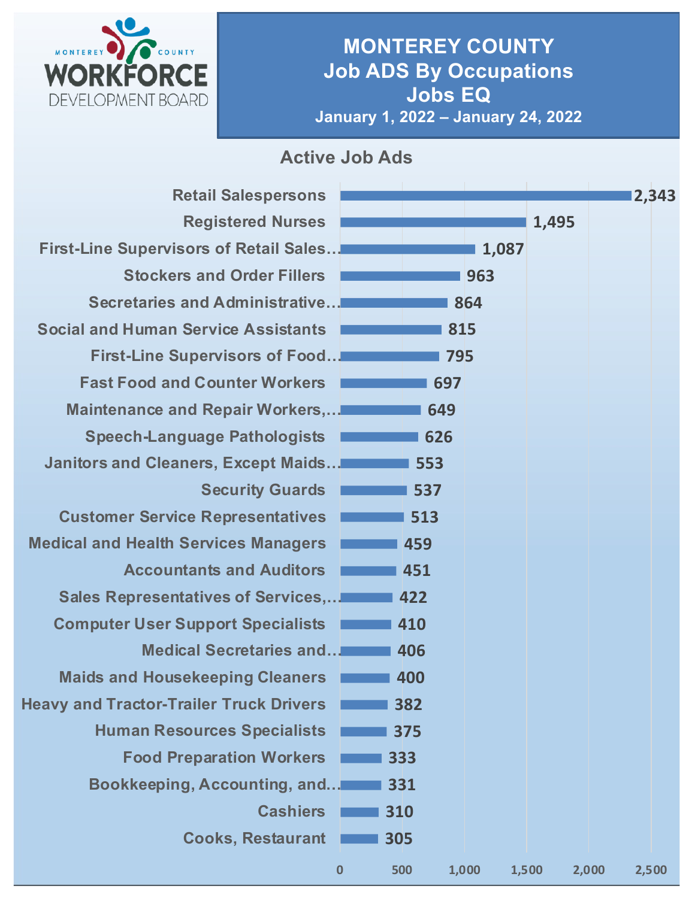# MONTEREY COUNTY
## Job ADS By Occupations
## Jobs EQ

**January 1, 2022 – January 24, 2022**

### Active Job Ads

| Occupation | Active Job Ads |
|---|---|
| Retail Salespersons | 2,343 |
| Registered Nurses | 1,495 |
| First-Line Supervisors of Retail Sales… | 1,087 |
| Stockers and Order Fillers | 963 |
| Secretaries and Administrative… | 864 |
| Social and Human Service Assistants | 815 |
| First-Line Supervisors of Food… | 795 |
| Fast Food and Counter Workers | 697 |
| Maintenance and Repair Workers,… | 649 |
| Speech-Language Pathologists | 626 |
| Janitors and Cleaners, Except Maids… | 553 |
| Security Guards | 537 |
| Customer Service Representatives | 513 |
| Medical and Health Services Managers | 459 |
| Accountants and Auditors | 451 |
| Sales Representatives of Services,… | 422 |
| Computer User Support Specialists | 410 |
| Medical Secretaries and… | 406 |
| Maids and Housekeeping Cleaners | 400 |
| Heavy and Tractor-Trailer Truck Drivers | 382 |
| Human Resources Specialists | 375 |
| Food Preparation Workers | 333 |
| Bookkeeping, Accounting, and… | 331 |
| Cashiers | 310 |
| Cooks, Restaurant | 305 |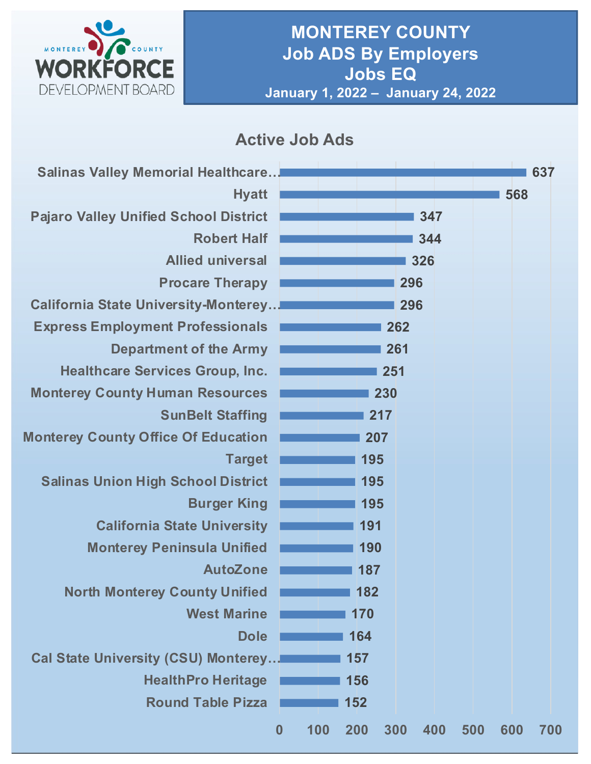# MONTEREY COUNTY
## Job ADS By Employers
## Jobs EQ
### January 1, 2022 – January 24, 2022

MONTEREY COUNTY WORKFORCE DEVELOPMENT BOARD

**Active Job Ads**

| Employer | Active Job Ads |
| --- | --- |
| Salinas Valley Memorial Healthcare… | 637 |
| Hyatt | 568 |
| Pajaro Valley Unified School District | 347 |
| Robert Half | 344 |
| Allied universal | 326 |
| Procare Therapy | 296 |
| California State University-Monterey… | 296 |
| Express Employment Professionals | 262 |
| Department of the Army | 261 |
| Healthcare Services Group, Inc. | 251 |
| Monterey County Human Resources | 230 |
| SunBelt Staffing | 217 |
| Monterey County Office Of Education | 207 |
| Target | 195 |
| Salinas Union High School District | 195 |
| Burger King | 195 |
| California State University | 191 |
| Monterey Peninsula Unified | 190 |
| AutoZone | 187 |
| North Monterey County Unified | 182 |
| West Marine | 170 |
| Dole | 164 |
| Cal State University (CSU) Monterey… | 157 |
| HealthPro Heritage | 156 |
| Round Table Pizza | 152 |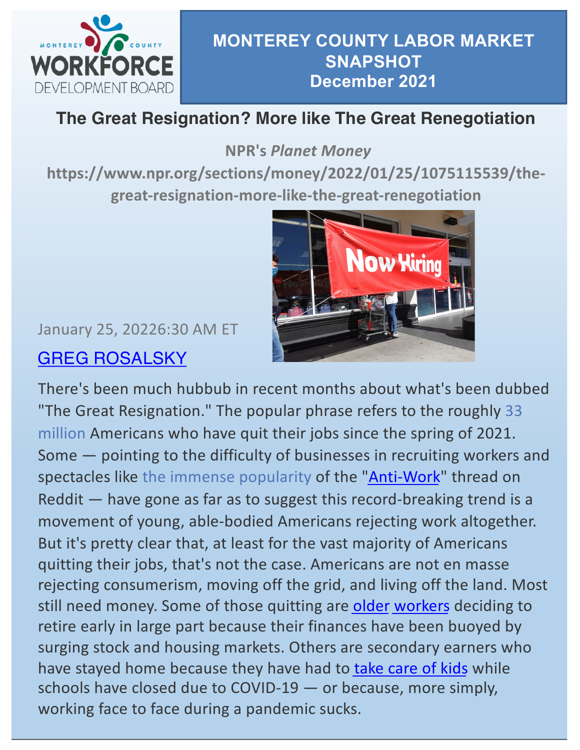MONTEREY COUNTY WORKFORCE DEVELOPMENT BOARD

# MONTEREY COUNTY LABOR MARKET SNAPSHOT December 2021

## The Great Resignation? More like The Great Renegotiation

**NPR's *Planet Money***

**https://www.npr.org/sections/money/2022/01/25/1075115539/the-great-resignation-more-like-the-great-renegotiation**

January 25, 20226:30 AM ET

GREG ROSALSKY

There's been much hubbub in recent months about what's been dubbed "The Great Resignation." The popular phrase refers to the roughly 33 million Americans who have quit their jobs since the spring of 2021. Some — pointing to the difficulty of businesses in recruiting workers and spectacles like the immense popularity of the "Anti-Work" thread on Reddit — have gone as far as to suggest this record-breaking trend is a movement of young, able-bodied Americans rejecting work altogether. But it's pretty clear that, at least for the vast majority of Americans quitting their jobs, that's not the case. Americans are not en masse rejecting consumerism, moving off the grid, and living off the land. Most still need money. Some of those quitting are older workers deciding to retire early in large part because their finances have been buoyed by surging stock and housing markets. Others are secondary earners who have stayed home because they have had to take care of kids while schools have closed due to COVID-19 — or because, more simply, working face to face during a pandemic sucks.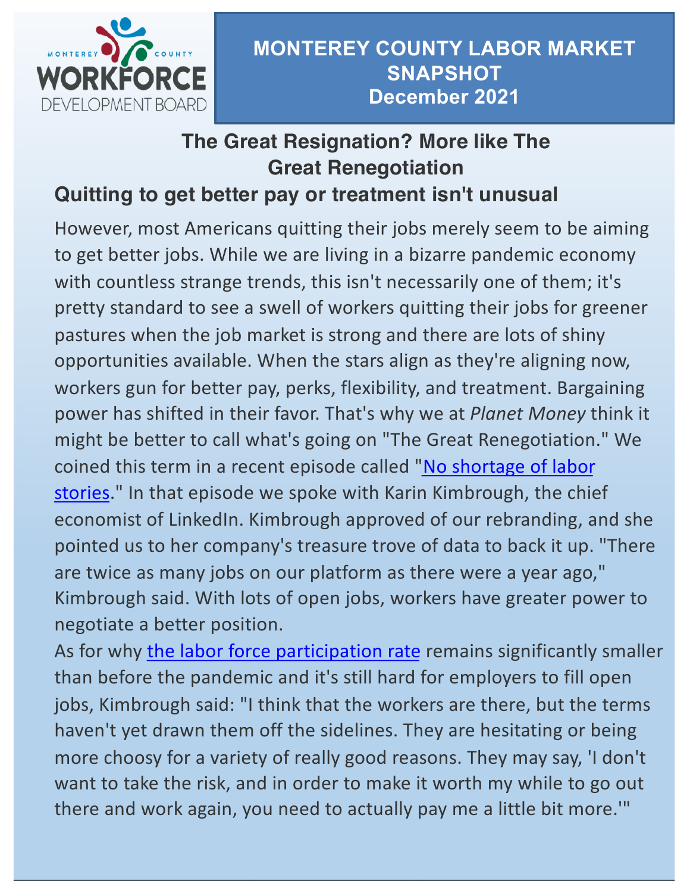# The Great Resignation? More like The Great Renegotiation

## Quitting to get better pay or treatment isn't unusual

However, most Americans quitting their jobs merely seem to be aiming to get better jobs. While we are living in a bizarre pandemic economy with countless strange trends, this isn't necessarily one of them; it's pretty standard to see a swell of workers quitting their jobs for greener pastures when the job market is strong and there are lots of shiny opportunities available. When the stars align as they're aligning now, workers gun for better pay, perks, flexibility, and treatment. Bargaining power has shifted in their favor. That's why we at *Planet Money* think it might be better to call what's going on "The Great Renegotiation." We coined this term in a recent episode called "No shortage of labor stories." In that episode we spoke with Karin Kimbrough, the chief economist of LinkedIn. Kimbrough approved of our rebranding, and she pointed us to her company's treasure trove of data to back it up. "There are twice as many jobs on our platform as there were a year ago," Kimbrough said. With lots of open jobs, workers have greater power to negotiate a better position.

As for why the labor force participation rate remains significantly smaller than before the pandemic and it's still hard for employers to fill open jobs, Kimbrough said: "I think that the workers are there, but the terms haven't yet drawn them off the sidelines. They are hesitating or being more choosy for a variety of really good reasons. They may say, 'I don't want to take the risk, and in order to make it worth my while to go out there and work again, you need to actually pay me a little bit more.'"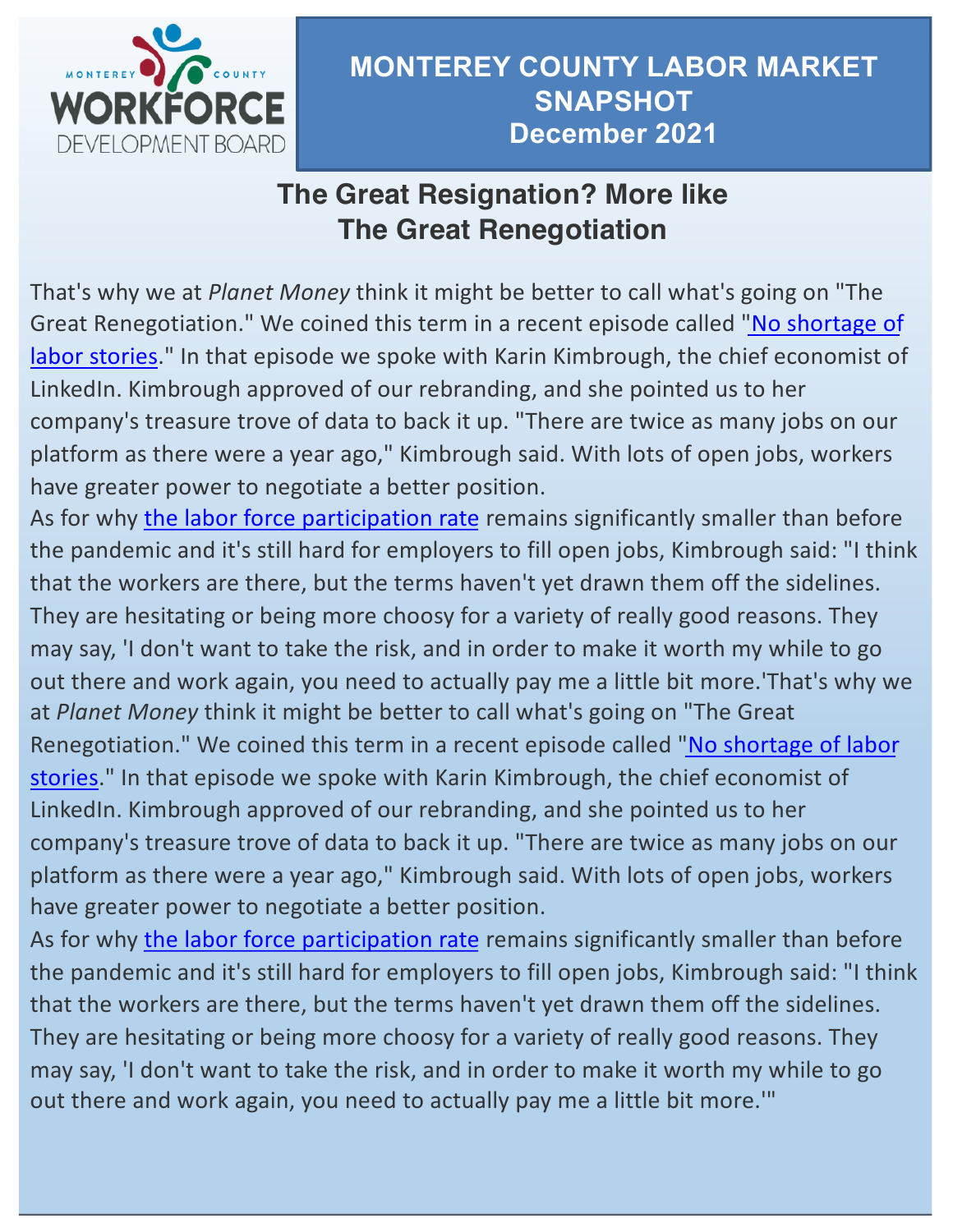MONTEREY COUNTY WORKFORCE DEVELOPMENT BOARD

# MONTEREY COUNTY LABOR MARKET SNAPSHOT
# December 2021

## The Great Resignation? More like The Great Renegotiation

That's why we at *Planet Money* think it might be better to call what's going on "The Great Renegotiation." We coined this term in a recent episode called "No shortage of labor stories." In that episode we spoke with Karin Kimbrough, the chief economist of LinkedIn. Kimbrough approved of our rebranding, and she pointed us to her company's treasure trove of data to back it up. "There are twice as many jobs on our platform as there were a year ago," Kimbrough said. With lots of open jobs, workers have greater power to negotiate a better position.

As for why the labor force participation rate remains significantly smaller than before the pandemic and it's still hard for employers to fill open jobs, Kimbrough said: "I think that the workers are there, but the terms haven't yet drawn them off the sidelines. They are hesitating or being more choosy for a variety of really good reasons. They may say, 'I don't want to take the risk, and in order to make it worth my while to go out there and work again, you need to actually pay me a little bit more.'That's why we at *Planet Money* think it might be better to call what's going on "The Great Renegotiation." We coined this term in a recent episode called "No shortage of labor stories." In that episode we spoke with Karin Kimbrough, the chief economist of LinkedIn. Kimbrough approved of our rebranding, and she pointed us to her company's treasure trove of data to back it up. "There are twice as many jobs on our platform as there were a year ago," Kimbrough said. With lots of open jobs, workers have greater power to negotiate a better position.

As for why the labor force participation rate remains significantly smaller than before the pandemic and it's still hard for employers to fill open jobs, Kimbrough said: "I think that the workers are there, but the terms haven't yet drawn them off the sidelines. They are hesitating or being more choosy for a variety of really good reasons. They may say, 'I don't want to take the risk, and in order to make it worth my while to go out there and work again, you need to actually pay me a little bit more.'"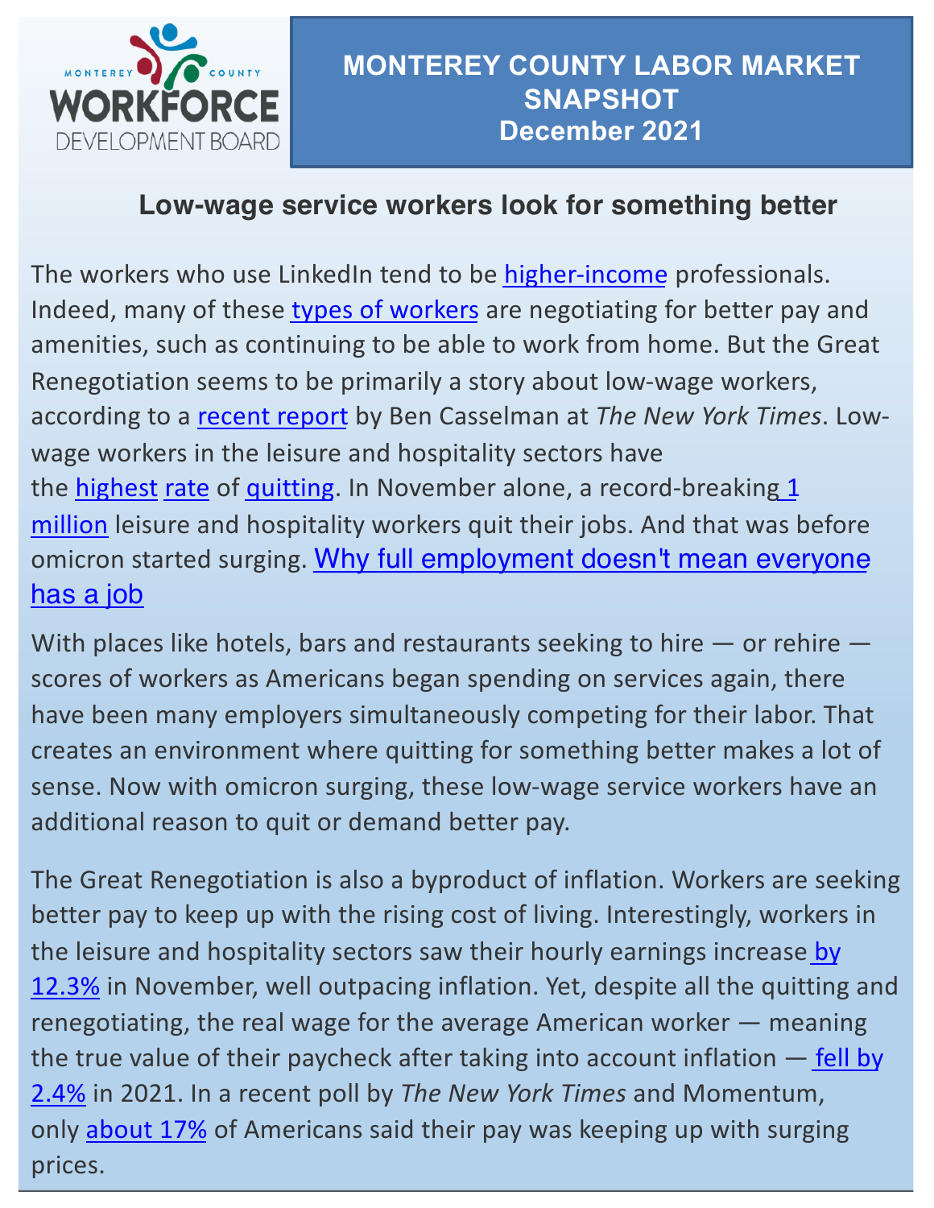MONTEREY COUNTY WORKFORCE DEVELOPMENT BOARD

# MONTEREY COUNTY LABOR MARKET SNAPSHOT
## December 2021

### Low-wage service workers look for something better

The workers who use LinkedIn tend to be higher-income professionals. Indeed, many of these types of workers are negotiating for better pay and amenities, such as continuing to be able to work from home. But the Great Renegotiation seems to be primarily a story about low-wage workers, according to a recent report by Ben Casselman at *The New York Times*. Low-wage workers in the leisure and hospitality sectors have the highest rate of quitting. In November alone, a record-breaking 1 million leisure and hospitality workers quit their jobs. And that was before omicron started surging. Why full employment doesn't mean everyone has a job

With places like hotels, bars and restaurants seeking to hire — or rehire — scores of workers as Americans began spending on services again, there have been many employers simultaneously competing for their labor. That creates an environment where quitting for something better makes a lot of sense. Now with omicron surging, these low-wage service workers have an additional reason to quit or demand better pay.

The Great Renegotiation is also a byproduct of inflation. Workers are seeking better pay to keep up with the rising cost of living. Interestingly, workers in the leisure and hospitality sectors saw their hourly earnings increase by 12.3% in November, well outpacing inflation. Yet, despite all the quitting and renegotiating, the real wage for the average American worker — meaning the true value of their paycheck after taking into account inflation — fell by 2.4% in 2021. In a recent poll by *The New York Times* and Momentum, only about 17% of Americans said their pay was keeping up with surging prices.